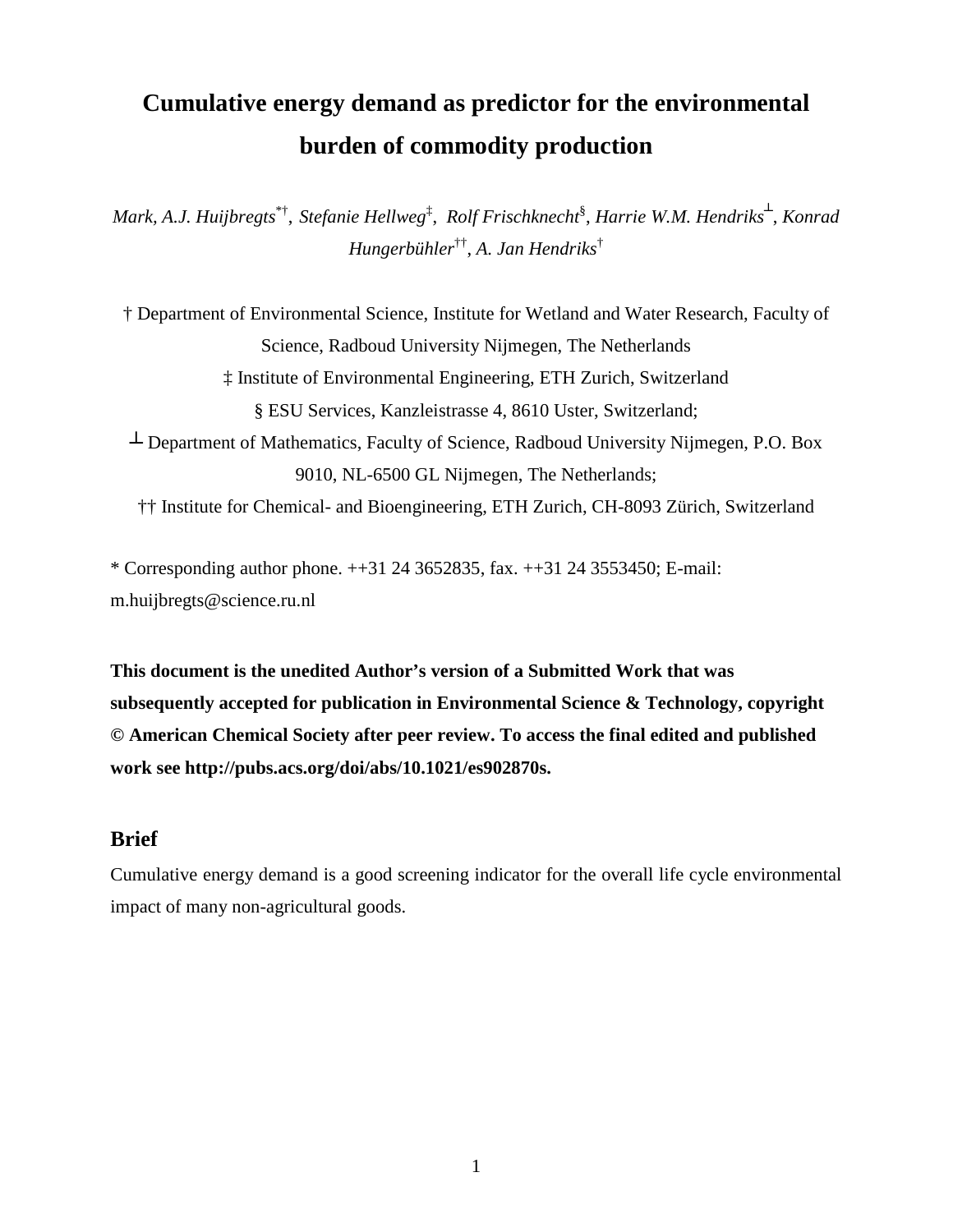# Cumulative energy demand as predictor for the environmental burden of commodity production

*Mark, A.J. Huijbregts*[*†], *Stefanie Hellweg*[‡], *Rolf Frischknecht*[§], *Harrie W.M. Hendriks*[⊥], *Konrad Hungerbühler*[††], *A. Jan Hendriks*[†]

† Department of Environmental Science, Institute for Wetland and Water Research, Faculty of Science, Radboud University Nijmegen, The Netherlands

‡ Institute of Environmental Engineering, ETH Zurich, Switzerland

§ ESU Services, Kanzleistrasse 4, 8610 Uster, Switzerland;

⊥ Department of Mathematics, Faculty of Science, Radboud University Nijmegen, P.O. Box 9010, NL-6500 GL Nijmegen, The Netherlands;

†† Institute for Chemical- and Bioengineering, ETH Zurich, CH-8093 Zürich, Switzerland

* Corresponding author phone. ++31 24 3652835, fax. ++31 24 3553450; E-mail: m.huijbregts@science.ru.nl

**This document is the unedited Author's version of a Submitted Work that was subsequently accepted for publication in Environmental Science & Technology, copyright © American Chemical Society after peer review. To access the final edited and published work see http://pubs.acs.org/doi/abs/10.1021/es902870s.**

## Brief

Cumulative energy demand is a good screening indicator for the overall life cycle environmental impact of many non-agricultural goods.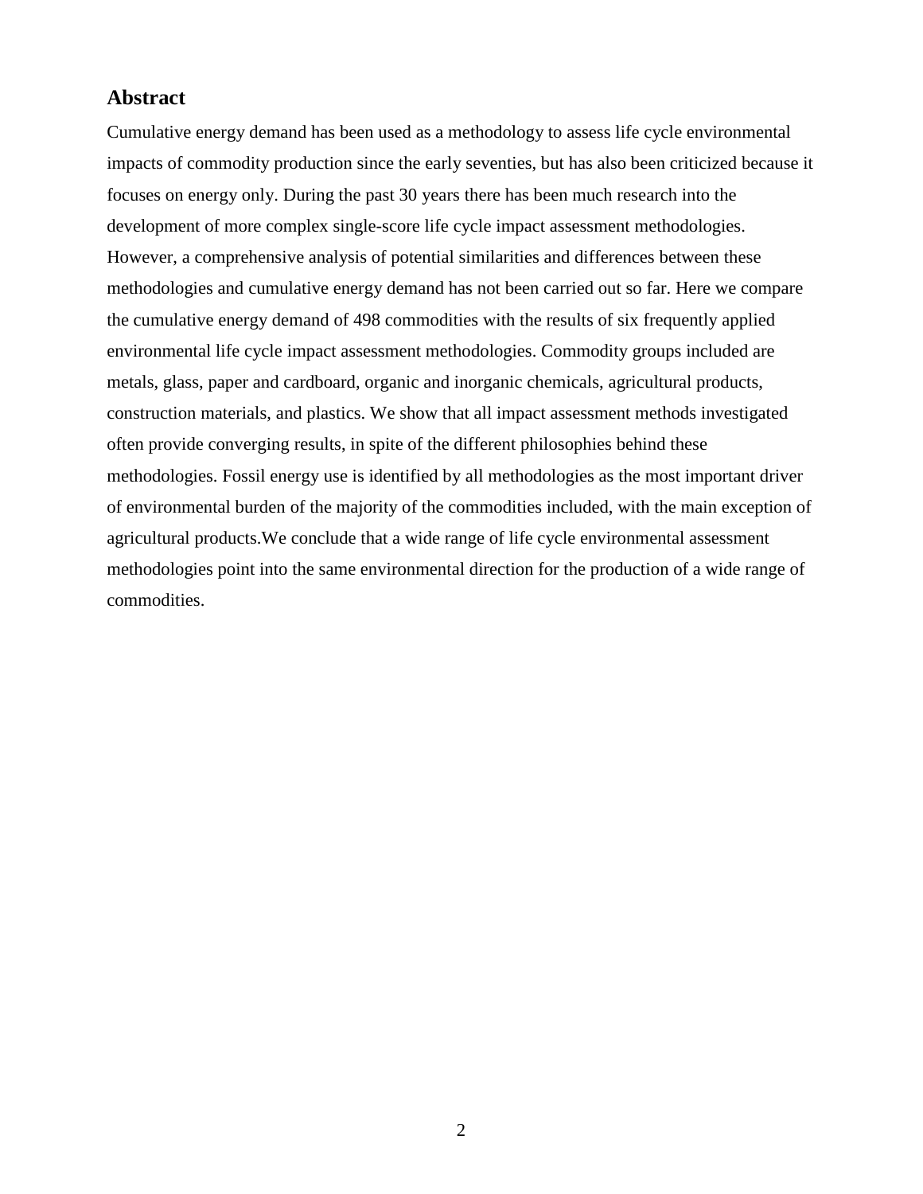## Abstract

Cumulative energy demand has been used as a methodology to assess life cycle environmental impacts of commodity production since the early seventies, but has also been criticized because it focuses on energy only. During the past 30 years there has been much research into the development of more complex single-score life cycle impact assessment methodologies. However, a comprehensive analysis of potential similarities and differences between these methodologies and cumulative energy demand has not been carried out so far. Here we compare the cumulative energy demand of 498 commodities with the results of six frequently applied environmental life cycle impact assessment methodologies. Commodity groups included are metals, glass, paper and cardboard, organic and inorganic chemicals, agricultural products, construction materials, and plastics. We show that all impact assessment methods investigated often provide converging results, in spite of the different philosophies behind these methodologies. Fossil energy use is identified by all methodologies as the most important driver of environmental burden of the majority of the commodities included, with the main exception of agricultural products.We conclude that a wide range of life cycle environmental assessment methodologies point into the same environmental direction for the production of a wide range of commodities.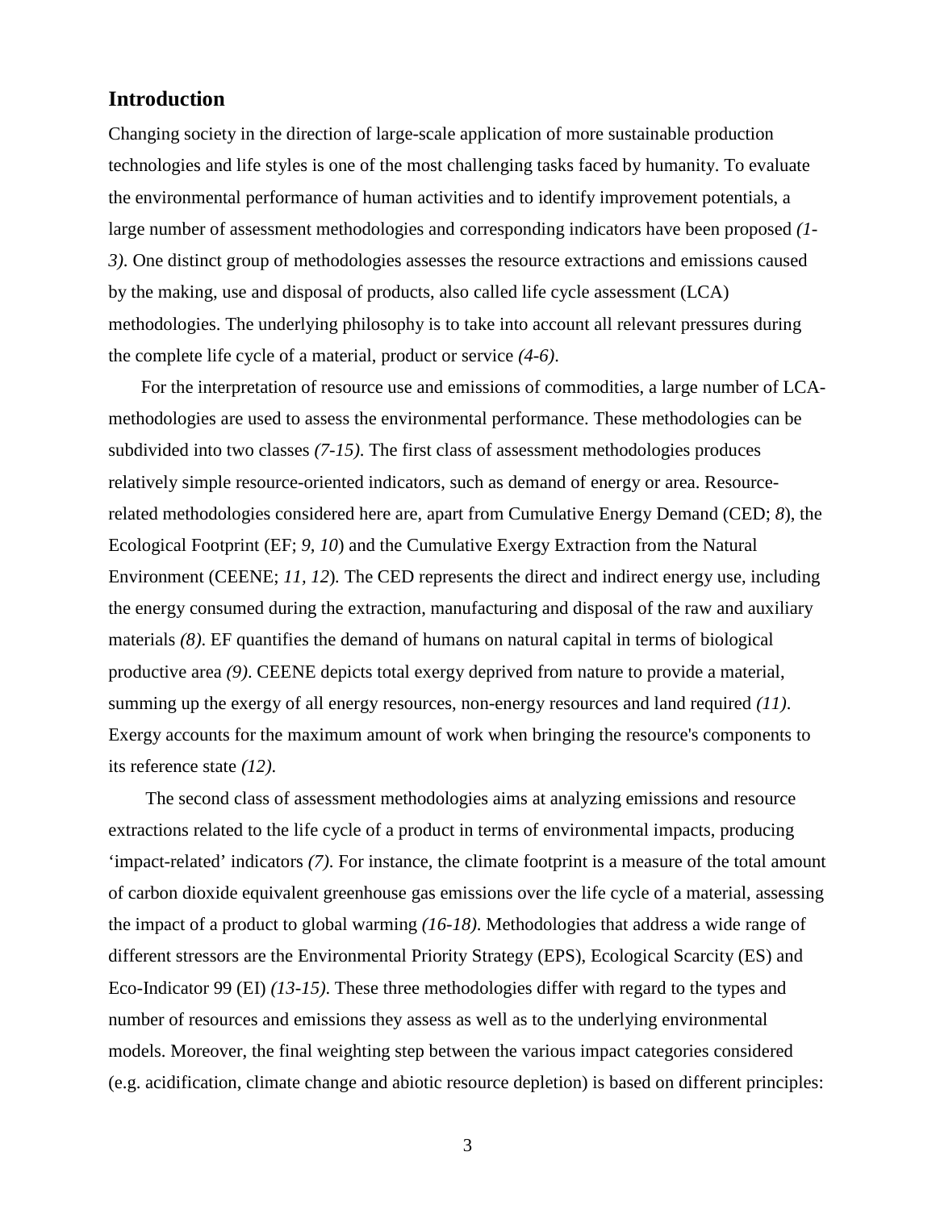## Introduction

Changing society in the direction of large-scale application of more sustainable production technologies and life styles is one of the most challenging tasks faced by humanity. To evaluate the environmental performance of human activities and to identify improvement potentials, a large number of assessment methodologies and corresponding indicators have been proposed *(1-3)*. One distinct group of methodologies assesses the resource extractions and emissions caused by the making, use and disposal of products, also called life cycle assessment (LCA) methodologies. The underlying philosophy is to take into account all relevant pressures during the complete life cycle of a material, product or service *(4-6)*.

For the interpretation of resource use and emissions of commodities, a large number of LCA-methodologies are used to assess the environmental performance. These methodologies can be subdivided into two classes *(7-15)*. The first class of assessment methodologies produces relatively simple resource-oriented indicators, such as demand of energy or area. Resource-related methodologies considered here are, apart from Cumulative Energy Demand (CED; *8*), the Ecological Footprint (EF; *9, 10*) and the Cumulative Exergy Extraction from the Natural Environment (CEENE; *11, 12*). The CED represents the direct and indirect energy use, including the energy consumed during the extraction, manufacturing and disposal of the raw and auxiliary materials *(8)*. EF quantifies the demand of humans on natural capital in terms of biological productive area *(9)*. CEENE depicts total exergy deprived from nature to provide a material, summing up the exergy of all energy resources, non-energy resources and land required *(11)*. Exergy accounts for the maximum amount of work when bringing the resource's components to its reference state *(12)*.

The second class of assessment methodologies aims at analyzing emissions and resource extractions related to the life cycle of a product in terms of environmental impacts, producing 'impact-related' indicators *(7)*. For instance, the climate footprint is a measure of the total amount of carbon dioxide equivalent greenhouse gas emissions over the life cycle of a material, assessing the impact of a product to global warming *(16-18)*. Methodologies that address a wide range of different stressors are the Environmental Priority Strategy (EPS), Ecological Scarcity (ES) and Eco-Indicator 99 (EI) *(13-15)*. These three methodologies differ with regard to the types and number of resources and emissions they assess as well as to the underlying environmental models. Moreover, the final weighting step between the various impact categories considered (e.g. acidification, climate change and abiotic resource depletion) is based on different principles: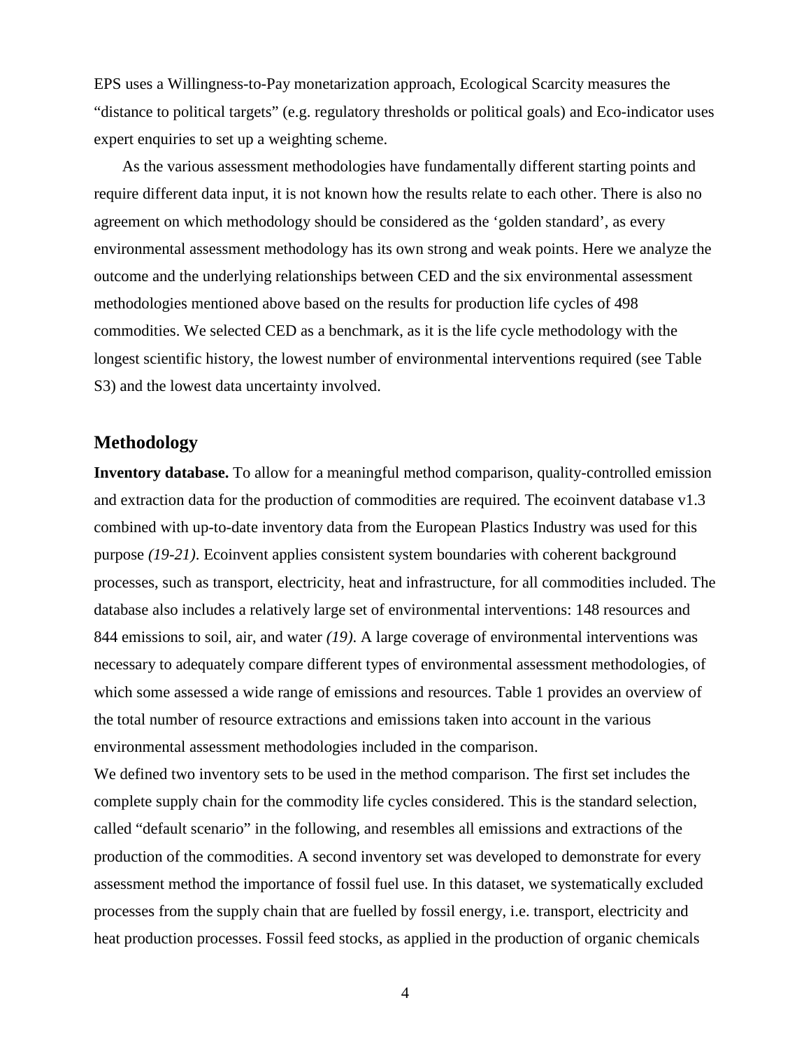EPS uses a Willingness-to-Pay monetarization approach, Ecological Scarcity measures the "distance to political targets" (e.g. regulatory thresholds or political goals) and Eco-indicator uses expert enquiries to set up a weighting scheme.

As the various assessment methodologies have fundamentally different starting points and require different data input, it is not known how the results relate to each other. There is also no agreement on which methodology should be considered as the 'golden standard', as every environmental assessment methodology has its own strong and weak points. Here we analyze the outcome and the underlying relationships between CED and the six environmental assessment methodologies mentioned above based on the results for production life cycles of 498 commodities. We selected CED as a benchmark, as it is the life cycle methodology with the longest scientific history, the lowest number of environmental interventions required (see Table S3) and the lowest data uncertainty involved.

## Methodology

**Inventory database.** To allow for a meaningful method comparison, quality-controlled emission and extraction data for the production of commodities are required. The ecoinvent database v1.3 combined with up-to-date inventory data from the European Plastics Industry was used for this purpose *(19-21)*. Ecoinvent applies consistent system boundaries with coherent background processes, such as transport, electricity, heat and infrastructure, for all commodities included. The database also includes a relatively large set of environmental interventions: 148 resources and 844 emissions to soil, air, and water *(19)*. A large coverage of environmental interventions was necessary to adequately compare different types of environmental assessment methodologies, of which some assessed a wide range of emissions and resources. Table 1 provides an overview of the total number of resource extractions and emissions taken into account in the various environmental assessment methodologies included in the comparison.

We defined two inventory sets to be used in the method comparison. The first set includes the complete supply chain for the commodity life cycles considered. This is the standard selection, called "default scenario" in the following, and resembles all emissions and extractions of the production of the commodities. A second inventory set was developed to demonstrate for every assessment method the importance of fossil fuel use. In this dataset, we systematically excluded processes from the supply chain that are fuelled by fossil energy, i.e. transport, electricity and heat production processes. Fossil feed stocks, as applied in the production of organic chemicals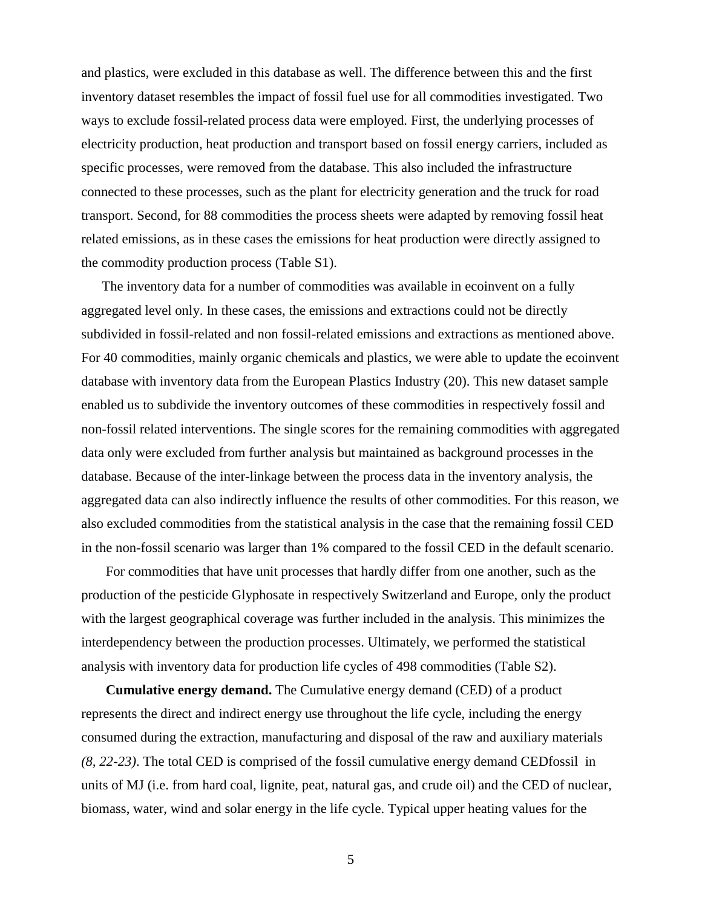and plastics, were excluded in this database as well. The difference between this and the first inventory dataset resembles the impact of fossil fuel use for all commodities investigated. Two ways to exclude fossil-related process data were employed. First, the underlying processes of electricity production, heat production and transport based on fossil energy carriers, included as specific processes, were removed from the database. This also included the infrastructure connected to these processes, such as the plant for electricity generation and the truck for road transport. Second, for 88 commodities the process sheets were adapted by removing fossil heat related emissions, as in these cases the emissions for heat production were directly assigned to the commodity production process (Table S1).

The inventory data for a number of commodities was available in ecoinvent on a fully aggregated level only. In these cases, the emissions and extractions could not be directly subdivided in fossil-related and non fossil-related emissions and extractions as mentioned above. For 40 commodities, mainly organic chemicals and plastics, we were able to update the ecoinvent database with inventory data from the European Plastics Industry (20). This new dataset sample enabled us to subdivide the inventory outcomes of these commodities in respectively fossil and non-fossil related interventions. The single scores for the remaining commodities with aggregated data only were excluded from further analysis but maintained as background processes in the database. Because of the inter-linkage between the process data in the inventory analysis, the aggregated data can also indirectly influence the results of other commodities. For this reason, we also excluded commodities from the statistical analysis in the case that the remaining fossil CED in the non-fossil scenario was larger than 1% compared to the fossil CED in the default scenario.

For commodities that have unit processes that hardly differ from one another, such as the production of the pesticide Glyphosate in respectively Switzerland and Europe, only the product with the largest geographical coverage was further included in the analysis. This minimizes the interdependency between the production processes. Ultimately, we performed the statistical analysis with inventory data for production life cycles of 498 commodities (Table S2).

**Cumulative energy demand.** The Cumulative energy demand (CED) of a product represents the direct and indirect energy use throughout the life cycle, including the energy consumed during the extraction, manufacturing and disposal of the raw and auxiliary materials *(8, 22-23)*. The total CED is comprised of the fossil cumulative energy demand CEDfossil in units of MJ (i.e. from hard coal, lignite, peat, natural gas, and crude oil) and the CED of nuclear, biomass, water, wind and solar energy in the life cycle. Typical upper heating values for the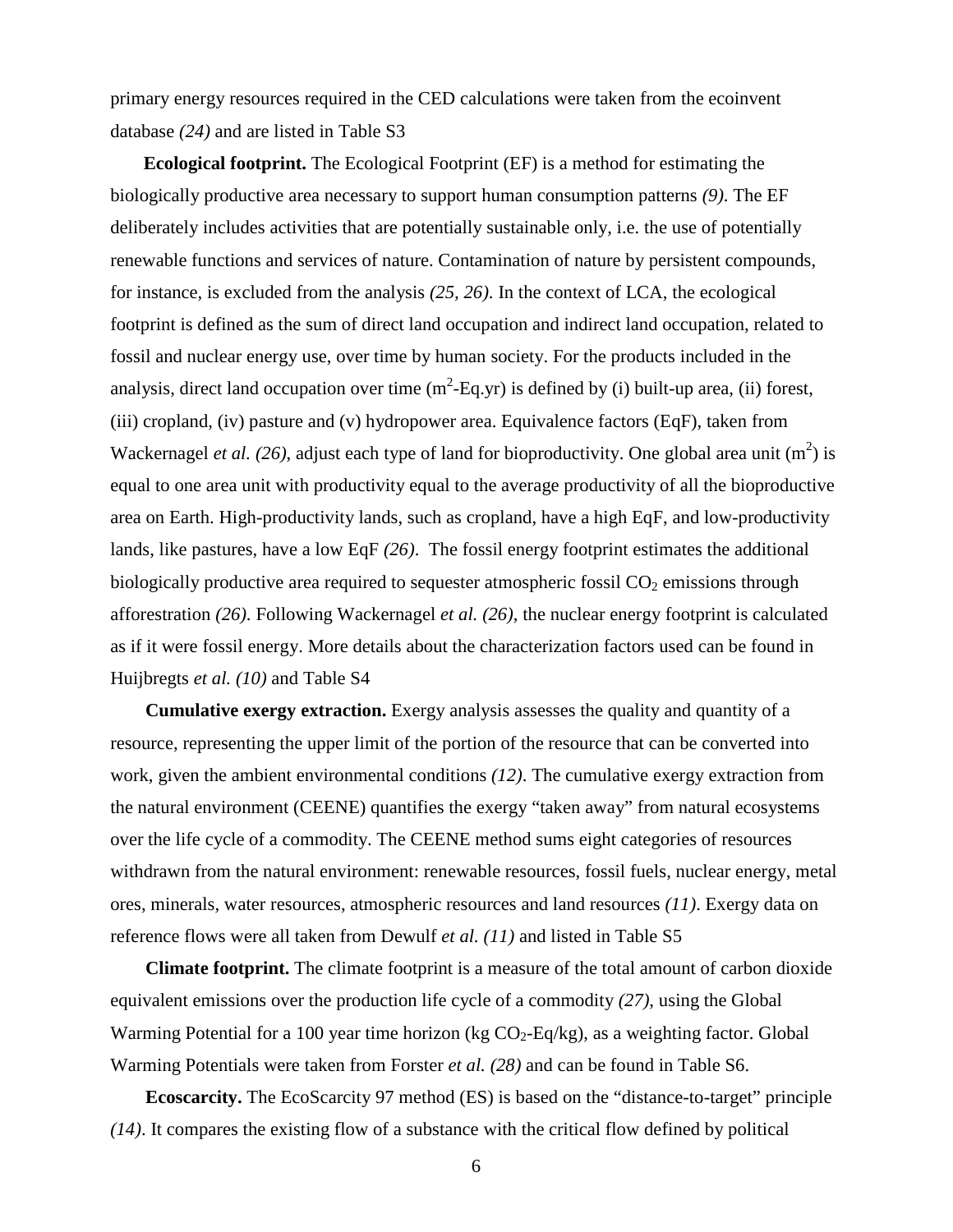primary energy resources required in the CED calculations were taken from the ecoinvent database *(24)* and are listed in Table S3

**Ecological footprint.** The Ecological Footprint (EF) is a method for estimating the biologically productive area necessary to support human consumption patterns *(9)*. The EF deliberately includes activities that are potentially sustainable only, i.e. the use of potentially renewable functions and services of nature. Contamination of nature by persistent compounds, for instance, is excluded from the analysis *(25, 26)*. In the context of LCA, the ecological footprint is defined as the sum of direct land occupation and indirect land occupation, related to fossil and nuclear energy use, over time by human society. For the products included in the analysis, direct land occupation over time ($m^2$-Eq.yr) is defined by (i) built-up area, (ii) forest, (iii) cropland, (iv) pasture and (v) hydropower area. Equivalence factors (EqF), taken from Wackernagel *et al. (26)*, adjust each type of land for bioproductivity. One global area unit ($m^2$) is equal to one area unit with productivity equal to the average productivity of all the bioproductive area on Earth. High-productivity lands, such as cropland, have a high EqF, and low-productivity lands, like pastures, have a low EqF *(26)*. The fossil energy footprint estimates the additional biologically productive area required to sequester atmospheric fossil $CO_2$ emissions through afforestration *(26)*. Following Wackernagel *et al. (26)*, the nuclear energy footprint is calculated as if it were fossil energy. More details about the characterization factors used can be found in Huijbregts *et al. (10)* and Table S4

**Cumulative exergy extraction.** Exergy analysis assesses the quality and quantity of a resource, representing the upper limit of the portion of the resource that can be converted into work, given the ambient environmental conditions *(12)*. The cumulative exergy extraction from the natural environment (CEENE) quantifies the exergy "taken away" from natural ecosystems over the life cycle of a commodity. The CEENE method sums eight categories of resources withdrawn from the natural environment: renewable resources, fossil fuels, nuclear energy, metal ores, minerals, water resources, atmospheric resources and land resources *(11)*. Exergy data on reference flows were all taken from Dewulf *et al. (11)* and listed in Table S5

**Climate footprint.** The climate footprint is a measure of the total amount of carbon dioxide equivalent emissions over the production life cycle of a commodity *(27)*, using the Global Warming Potential for a 100 year time horizon (kg $CO_2$-Eq/kg), as a weighting factor. Global Warming Potentials were taken from Forster *et al. (28)* and can be found in Table S6.

**Ecoscarcity.** The EcoScarcity 97 method (ES) is based on the "distance-to-target" principle *(14)*. It compares the existing flow of a substance with the critical flow defined by political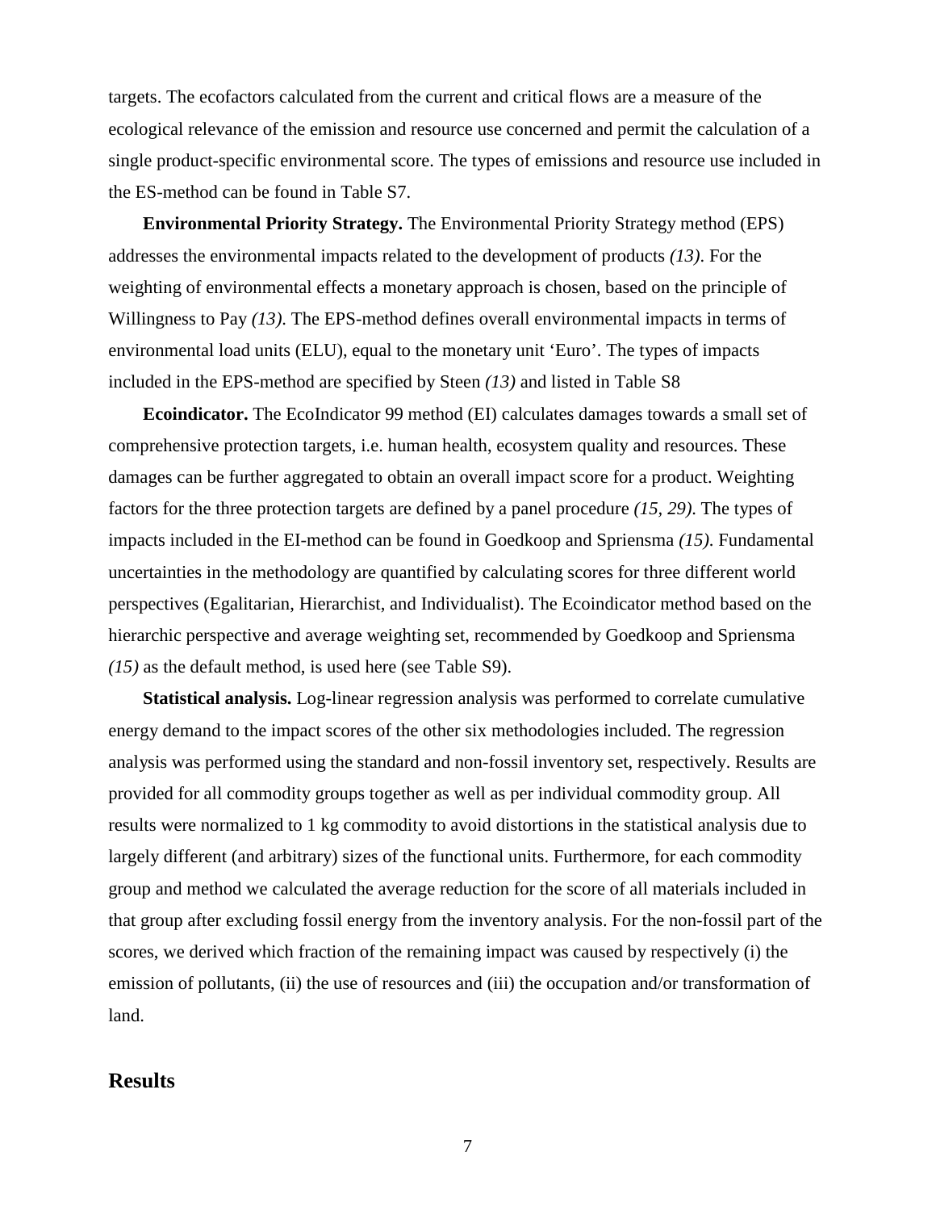targets. The ecofactors calculated from the current and critical flows are a measure of the ecological relevance of the emission and resource use concerned and permit the calculation of a single product-specific environmental score. The types of emissions and resource use included in the ES-method can be found in Table S7.

**Environmental Priority Strategy.** The Environmental Priority Strategy method (EPS) addresses the environmental impacts related to the development of products *(13)*. For the weighting of environmental effects a monetary approach is chosen, based on the principle of Willingness to Pay *(13)*. The EPS-method defines overall environmental impacts in terms of environmental load units (ELU), equal to the monetary unit 'Euro'. The types of impacts included in the EPS-method are specified by Steen *(13)* and listed in Table S8

**Ecoindicator.** The EcoIndicator 99 method (EI) calculates damages towards a small set of comprehensive protection targets, i.e. human health, ecosystem quality and resources. These damages can be further aggregated to obtain an overall impact score for a product. Weighting factors for the three protection targets are defined by a panel procedure *(15, 29)*. The types of impacts included in the EI-method can be found in Goedkoop and Spriensma *(15)*. Fundamental uncertainties in the methodology are quantified by calculating scores for three different world perspectives (Egalitarian, Hierarchist, and Individualist). The Ecoindicator method based on the hierarchic perspective and average weighting set, recommended by Goedkoop and Spriensma *(15)* as the default method, is used here (see Table S9).

**Statistical analysis.** Log-linear regression analysis was performed to correlate cumulative energy demand to the impact scores of the other six methodologies included. The regression analysis was performed using the standard and non-fossil inventory set, respectively. Results are provided for all commodity groups together as well as per individual commodity group. All results were normalized to 1 kg commodity to avoid distortions in the statistical analysis due to largely different (and arbitrary) sizes of the functional units. Furthermore, for each commodity group and method we calculated the average reduction for the score of all materials included in that group after excluding fossil energy from the inventory analysis. For the non-fossil part of the scores, we derived which fraction of the remaining impact was caused by respectively (i) the emission of pollutants, (ii) the use of resources and (iii) the occupation and/or transformation of land.

## Results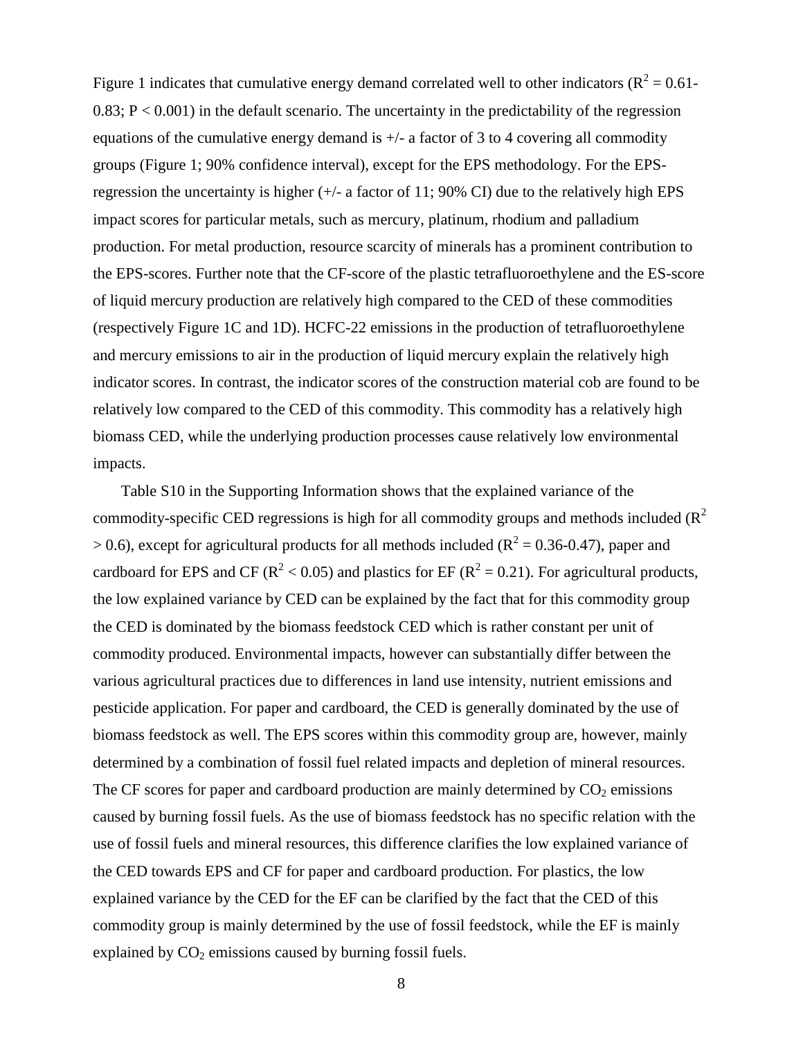Figure 1 indicates that cumulative energy demand correlated well to other indicators ($R^2$ = 0.61-0.83; $P < 0.001$) in the default scenario. The uncertainty in the predictability of the regression equations of the cumulative energy demand is +/- a factor of 3 to 4 covering all commodity groups (Figure 1; 90% confidence interval), except for the EPS methodology. For the EPS-regression the uncertainty is higher (+/- a factor of 11; 90% CI) due to the relatively high EPS impact scores for particular metals, such as mercury, platinum, rhodium and palladium production. For metal production, resource scarcity of minerals has a prominent contribution to the EPS-scores. Further note that the CF-score of the plastic tetrafluoroethylene and the ES-score of liquid mercury production are relatively high compared to the CED of these commodities (respectively Figure 1C and 1D). HCFC-22 emissions in the production of tetrafluoroethylene and mercury emissions to air in the production of liquid mercury explain the relatively high indicator scores. In contrast, the indicator scores of the construction material cob are found to be relatively low compared to the CED of this commodity. This commodity has a relatively high biomass CED, while the underlying production processes cause relatively low environmental impacts.

Table S10 in the Supporting Information shows that the explained variance of the commodity-specific CED regressions is high for all commodity groups and methods included ($R^2 > 0.6$), except for agricultural products for all methods included ($R^2$ = 0.36-0.47), paper and cardboard for EPS and CF ($R^2 < 0.05$) and plastics for EF ($R^2$ = 0.21). For agricultural products, the low explained variance by CED can be explained by the fact that for this commodity group the CED is dominated by the biomass feedstock CED which is rather constant per unit of commodity produced. Environmental impacts, however can substantially differ between the various agricultural practices due to differences in land use intensity, nutrient emissions and pesticide application. For paper and cardboard, the CED is generally dominated by the use of biomass feedstock as well. The EPS scores within this commodity group are, however, mainly determined by a combination of fossil fuel related impacts and depletion of mineral resources. The CF scores for paper and cardboard production are mainly determined by $CO_2$ emissions caused by burning fossil fuels. As the use of biomass feedstock has no specific relation with the use of fossil fuels and mineral resources, this difference clarifies the low explained variance of the CED towards EPS and CF for paper and cardboard production. For plastics, the low explained variance by the CED for the EF can be clarified by the fact that the CED of this commodity group is mainly determined by the use of fossil feedstock, while the EF is mainly explained by $CO_2$ emissions caused by burning fossil fuels.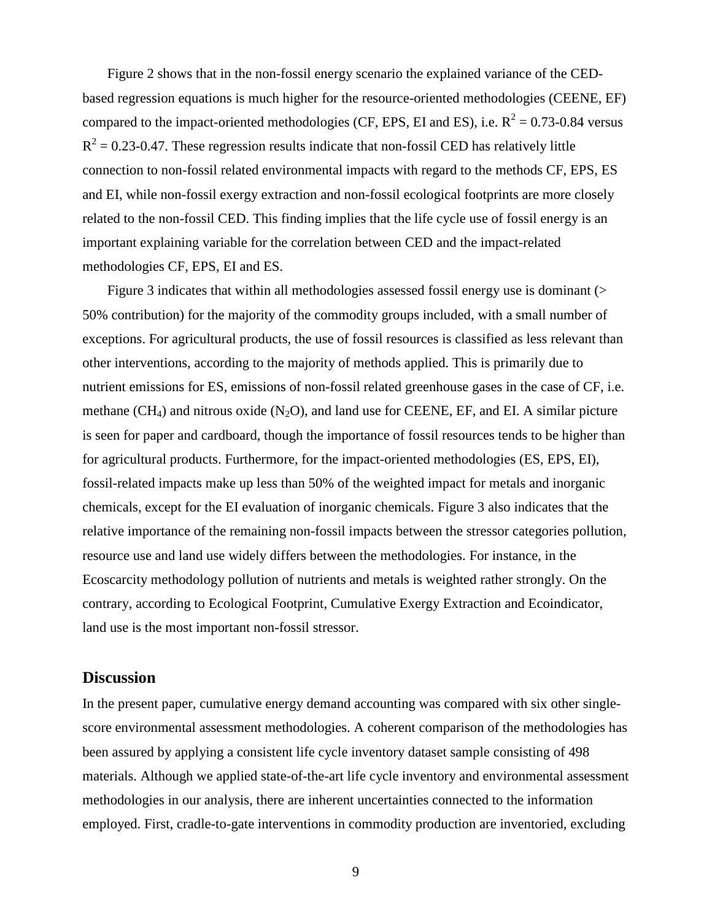Figure 2 shows that in the non-fossil energy scenario the explained variance of the CED-based regression equations is much higher for the resource-oriented methodologies (CEENE, EF) compared to the impact-oriented methodologies (CF, EPS, EI and ES), i.e. $R^2 = 0.73$-$0.84$ versus $R^2 = 0.23$-$0.47$. These regression results indicate that non-fossil CED has relatively little connection to non-fossil related environmental impacts with regard to the methods CF, EPS, ES and EI, while non-fossil exergy extraction and non-fossil ecological footprints are more closely related to the non-fossil CED. This finding implies that the life cycle use of fossil energy is an important explaining variable for the correlation between CED and the impact-related methodologies CF, EPS, EI and ES.

Figure 3 indicates that within all methodologies assessed fossil energy use is dominant (> 50% contribution) for the majority of the commodity groups included, with a small number of exceptions. For agricultural products, the use of fossil resources is classified as less relevant than other interventions, according to the majority of methods applied. This is primarily due to nutrient emissions for ES, emissions of non-fossil related greenhouse gases in the case of CF, i.e. methane ($CH_4$) and nitrous oxide ($N_2O$), and land use for CEENE, EF, and EI. A similar picture is seen for paper and cardboard, though the importance of fossil resources tends to be higher than for agricultural products. Furthermore, for the impact-oriented methodologies (ES, EPS, EI), fossil-related impacts make up less than 50% of the weighted impact for metals and inorganic chemicals, except for the EI evaluation of inorganic chemicals. Figure 3 also indicates that the relative importance of the remaining non-fossil impacts between the stressor categories pollution, resource use and land use widely differs between the methodologies. For instance, in the Ecoscarcity methodology pollution of nutrients and metals is weighted rather strongly. On the contrary, according to Ecological Footprint, Cumulative Exergy Extraction and Ecoindicator, land use is the most important non-fossil stressor.

## Discussion

In the present paper, cumulative energy demand accounting was compared with six other single-score environmental assessment methodologies. A coherent comparison of the methodologies has been assured by applying a consistent life cycle inventory dataset sample consisting of 498 materials. Although we applied state-of-the-art life cycle inventory and environmental assessment methodologies in our analysis, there are inherent uncertainties connected to the information employed. First, cradle-to-gate interventions in commodity production are inventoried, excluding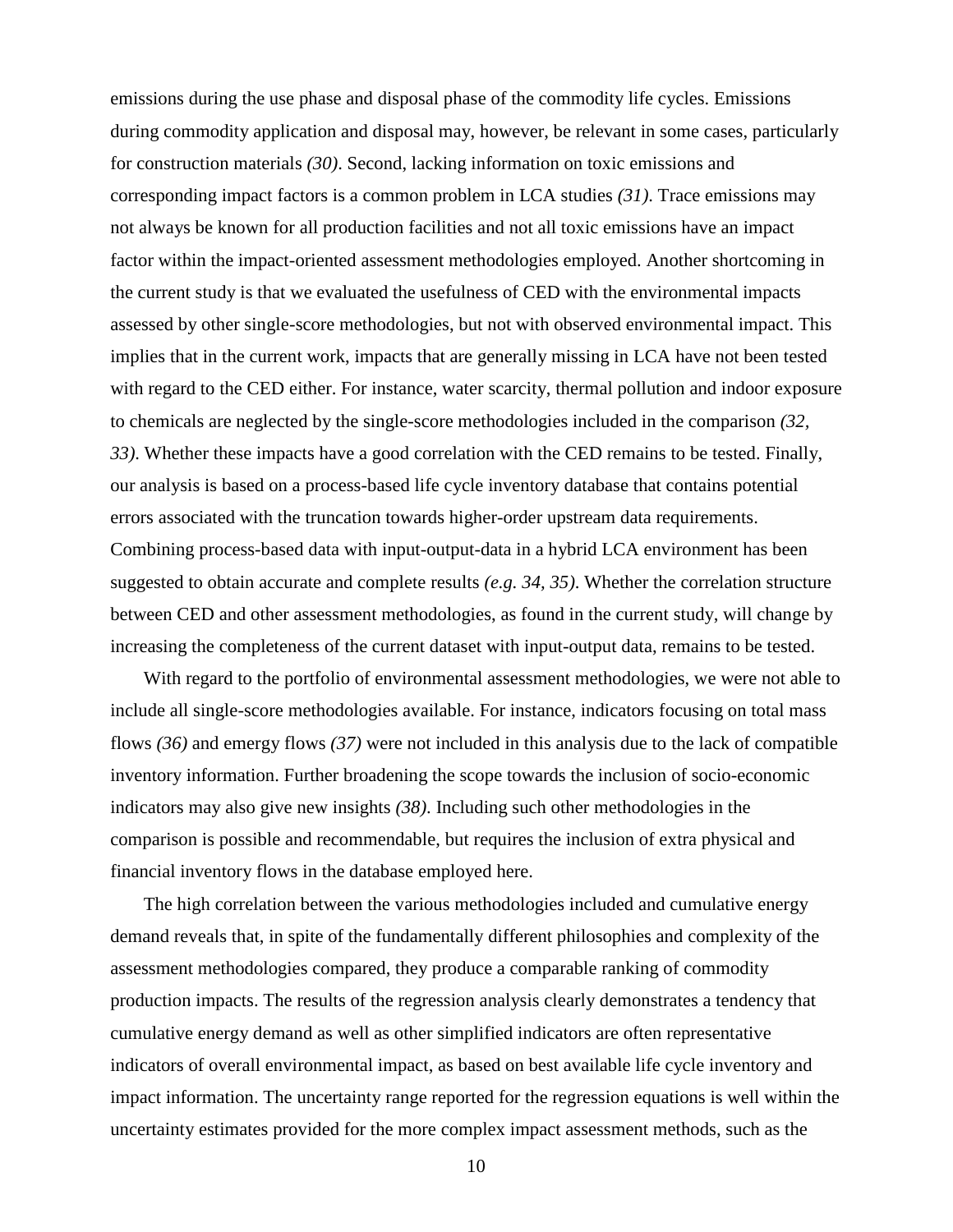emissions during the use phase and disposal phase of the commodity life cycles. Emissions during commodity application and disposal may, however, be relevant in some cases, particularly for construction materials *(30)*. Second, lacking information on toxic emissions and corresponding impact factors is a common problem in LCA studies *(31)*. Trace emissions may not always be known for all production facilities and not all toxic emissions have an impact factor within the impact-oriented assessment methodologies employed. Another shortcoming in the current study is that we evaluated the usefulness of CED with the environmental impacts assessed by other single-score methodologies, but not with observed environmental impact. This implies that in the current work, impacts that are generally missing in LCA have not been tested with regard to the CED either. For instance, water scarcity, thermal pollution and indoor exposure to chemicals are neglected by the single-score methodologies included in the comparison *(32, 33)*. Whether these impacts have a good correlation with the CED remains to be tested. Finally, our analysis is based on a process-based life cycle inventory database that contains potential errors associated with the truncation towards higher-order upstream data requirements. Combining process-based data with input-output-data in a hybrid LCA environment has been suggested to obtain accurate and complete results *(e.g. 34, 35)*. Whether the correlation structure between CED and other assessment methodologies, as found in the current study, will change by increasing the completeness of the current dataset with input-output data, remains to be tested.

With regard to the portfolio of environmental assessment methodologies, we were not able to include all single-score methodologies available. For instance, indicators focusing on total mass flows *(36)* and emergy flows *(37)* were not included in this analysis due to the lack of compatible inventory information. Further broadening the scope towards the inclusion of socio-economic indicators may also give new insights *(38)*. Including such other methodologies in the comparison is possible and recommendable, but requires the inclusion of extra physical and financial inventory flows in the database employed here.

The high correlation between the various methodologies included and cumulative energy demand reveals that, in spite of the fundamentally different philosophies and complexity of the assessment methodologies compared, they produce a comparable ranking of commodity production impacts. The results of the regression analysis clearly demonstrates a tendency that cumulative energy demand as well as other simplified indicators are often representative indicators of overall environmental impact, as based on best available life cycle inventory and impact information. The uncertainty range reported for the regression equations is well within the uncertainty estimates provided for the more complex impact assessment methods, such as the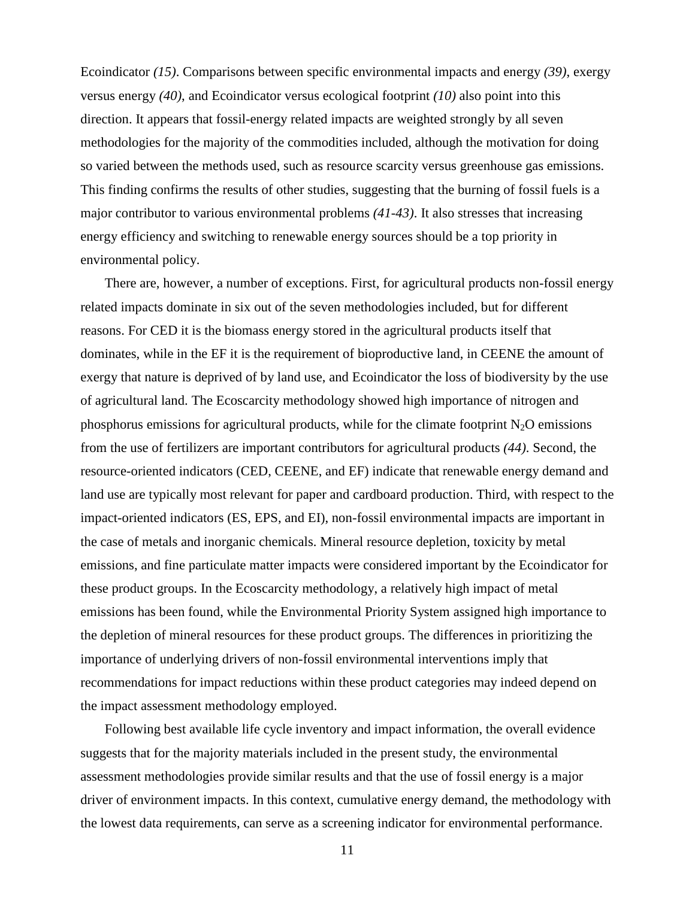Ecoindicator *(15)*. Comparisons between specific environmental impacts and energy *(39)*, exergy versus energy *(40)*, and Ecoindicator versus ecological footprint *(10)* also point into this direction. It appears that fossil-energy related impacts are weighted strongly by all seven methodologies for the majority of the commodities included, although the motivation for doing so varied between the methods used, such as resource scarcity versus greenhouse gas emissions. This finding confirms the results of other studies, suggesting that the burning of fossil fuels is a major contributor to various environmental problems *(41-43)*. It also stresses that increasing energy efficiency and switching to renewable energy sources should be a top priority in environmental policy.

There are, however, a number of exceptions. First, for agricultural products non-fossil energy related impacts dominate in six out of the seven methodologies included, but for different reasons. For CED it is the biomass energy stored in the agricultural products itself that dominates, while in the EF it is the requirement of bioproductive land, in CEENE the amount of exergy that nature is deprived of by land use, and Ecoindicator the loss of biodiversity by the use of agricultural land. The Ecoscarcity methodology showed high importance of nitrogen and phosphorus emissions for agricultural products, while for the climate footprint $N_2O$ emissions from the use of fertilizers are important contributors for agricultural products *(44)*. Second, the resource-oriented indicators (CED, CEENE, and EF) indicate that renewable energy demand and land use are typically most relevant for paper and cardboard production. Third, with respect to the impact-oriented indicators (ES, EPS, and EI), non-fossil environmental impacts are important in the case of metals and inorganic chemicals. Mineral resource depletion, toxicity by metal emissions, and fine particulate matter impacts were considered important by the Ecoindicator for these product groups. In the Ecoscarcity methodology, a relatively high impact of metal emissions has been found, while the Environmental Priority System assigned high importance to the depletion of mineral resources for these product groups. The differences in prioritizing the importance of underlying drivers of non-fossil environmental interventions imply that recommendations for impact reductions within these product categories may indeed depend on the impact assessment methodology employed.

Following best available life cycle inventory and impact information, the overall evidence suggests that for the majority materials included in the present study, the environmental assessment methodologies provide similar results and that the use of fossil energy is a major driver of environment impacts. In this context, cumulative energy demand, the methodology with the lowest data requirements, can serve as a screening indicator for environmental performance.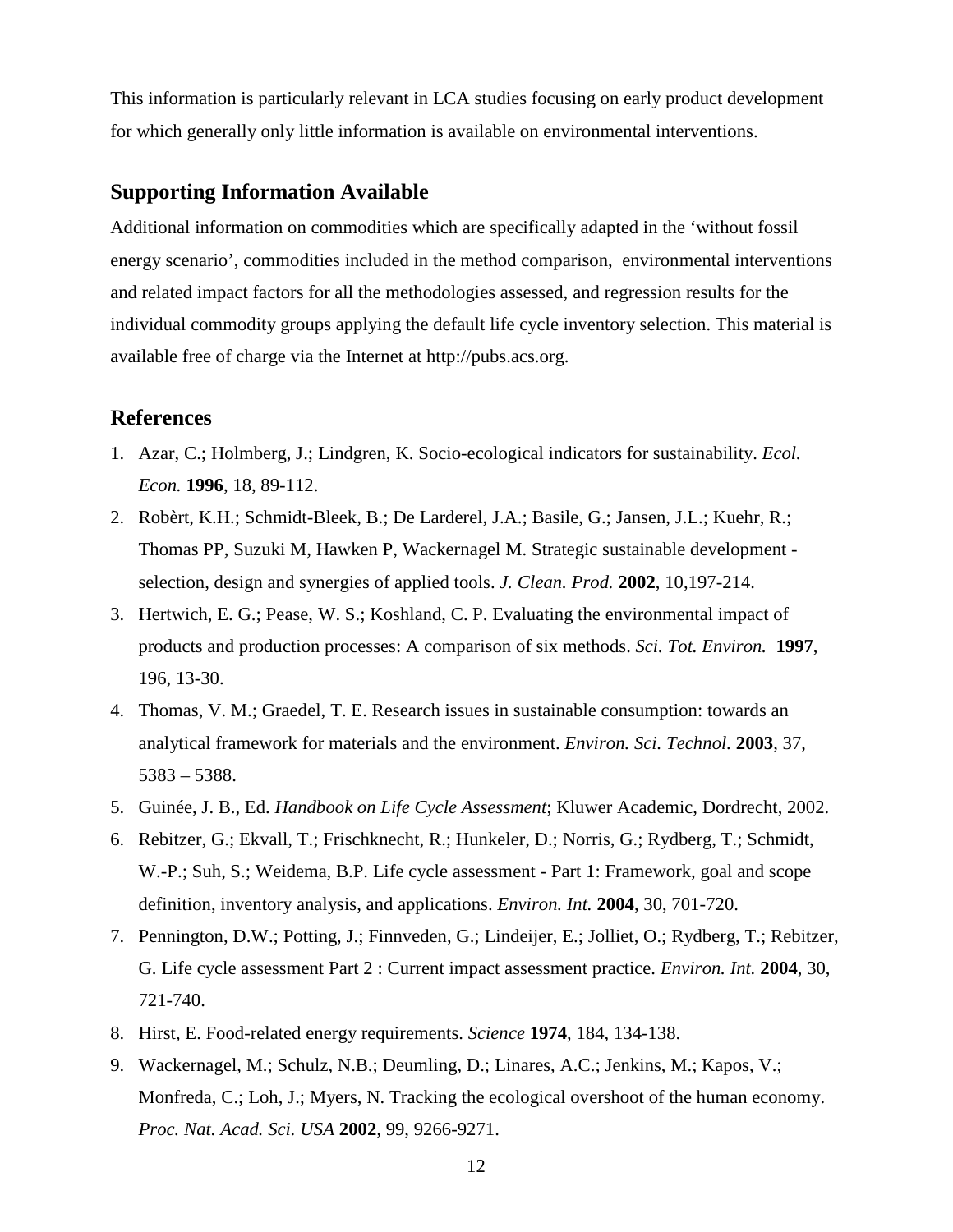This information is particularly relevant in LCA studies focusing on early product development for which generally only little information is available on environmental interventions.

## Supporting Information Available

Additional information on commodities which are specifically adapted in the 'without fossil energy scenario', commodities included in the method comparison, environmental interventions and related impact factors for all the methodologies assessed, and regression results for the individual commodity groups applying the default life cycle inventory selection. This material is available free of charge via the Internet at http://pubs.acs.org.

## References

1. Azar, C.; Holmberg, J.; Lindgren, K. Socio-ecological indicators for sustainability. *Ecol. Econ.* **1996**, 18, 89-112.
2. Robèrt, K.H.; Schmidt-Bleek, B.; De Larderel, J.A.; Basile, G.; Jansen, J.L.; Kuehr, R.; Thomas PP, Suzuki M, Hawken P, Wackernagel M. Strategic sustainable development - selection, design and synergies of applied tools. *J. Clean. Prod.* **2002**, 10,197-214.
3. Hertwich, E. G.; Pease, W. S.; Koshland, C. P. Evaluating the environmental impact of products and production processes: A comparison of six methods. *Sci. Tot. Environ.* **1997**, 196, 13-30.
4. Thomas, V. M.; Graedel, T. E. Research issues in sustainable consumption: towards an analytical framework for materials and the environment. *Environ. Sci. Technol.* **2003**, 37, 5383 – 5388.
5. Guinée, J. B., Ed. *Handbook on Life Cycle Assessment*; Kluwer Academic, Dordrecht, 2002.
6. Rebitzer, G.; Ekvall, T.; Frischknecht, R.; Hunkeler, D.; Norris, G.; Rydberg, T.; Schmidt, W.-P.; Suh, S.; Weidema, B.P. Life cycle assessment - Part 1: Framework, goal and scope definition, inventory analysis, and applications. *Environ. Int.* **2004**, 30, 701-720.
7. Pennington, D.W.; Potting, J.; Finnveden, G.; Lindeijer, E.; Jolliet, O.; Rydberg, T.; Rebitzer, G. Life cycle assessment Part 2 : Current impact assessment practice. *Environ. Int.* **2004**, 30, 721-740.
8. Hirst, E. Food-related energy requirements. *Science* **1974**, 184, 134-138.
9. Wackernagel, M.; Schulz, N.B.; Deumling, D.; Linares, A.C.; Jenkins, M.; Kapos, V.; Monfreda, C.; Loh, J.; Myers, N. Tracking the ecological overshoot of the human economy. *Proc. Nat. Acad. Sci. USA* **2002**, 99, 9266-9271.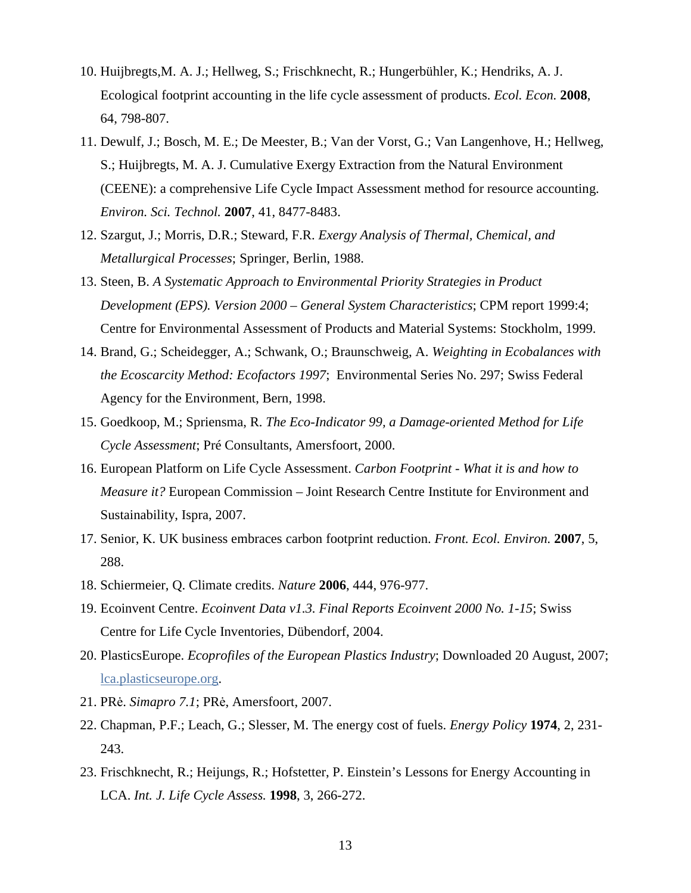10. Huijbregts,M. A. J.; Hellweg, S.; Frischknecht, R.; Hungerbühler, K.; Hendriks, A. J. Ecological footprint accounting in the life cycle assessment of products. *Ecol. Econ.* **2008**, 64, 798-807.
11. Dewulf, J.; Bosch, M. E.; De Meester, B.; Van der Vorst, G.; Van Langenhove, H.; Hellweg, S.; Huijbregts, M. A. J. Cumulative Exergy Extraction from the Natural Environment (CEENE): a comprehensive Life Cycle Impact Assessment method for resource accounting. *Environ. Sci. Technol.* **2007**, 41, 8477-8483.
12. Szargut, J.; Morris, D.R.; Steward, F.R. *Exergy Analysis of Thermal, Chemical, and Metallurgical Processes*; Springer, Berlin, 1988.
13. Steen, B. *A Systematic Approach to Environmental Priority Strategies in Product Development (EPS). Version 2000 – General System Characteristics*; CPM report 1999:4; Centre for Environmental Assessment of Products and Material Systems: Stockholm, 1999.
14. Brand, G.; Scheidegger, A.; Schwank, O.; Braunschweig, A. *Weighting in Ecobalances with the Ecoscarcity Method: Ecofactors 1997*; Environmental Series No. 297; Swiss Federal Agency for the Environment, Bern, 1998.
15. Goedkoop, M.; Spriensma, R. *The Eco-Indicator 99, a Damage-oriented Method for Life Cycle Assessment*; Pré Consultants, Amersfoort, 2000.
16. European Platform on Life Cycle Assessment. *Carbon Footprint - What it is and how to Measure it?* European Commission – Joint Research Centre Institute for Environment and Sustainability, Ispra, 2007.
17. Senior, K. UK business embraces carbon footprint reduction. *Front. Ecol. Environ.* **2007**, 5, 288.
18. Schiermeier, Q. Climate credits. *Nature* **2006**, 444, 976-977.
19. Ecoinvent Centre. *Ecoinvent Data v1.3. Final Reports Ecoinvent 2000 No. 1-15*; Swiss Centre for Life Cycle Inventories, Dübendorf, 2004.
20. PlasticsEurope. *Ecoprofiles of the European Plastics Industry*; Downloaded 20 August, 2007; lca.plasticseurope.org.
21. PRė. *Simapro 7.1*; PRė, Amersfoort, 2007.
22. Chapman, P.F.; Leach, G.; Slesser, M. The energy cost of fuels. *Energy Policy* **1974**, 2, 231-243.
23. Frischknecht, R.; Heijungs, R.; Hofstetter, P. Einstein's Lessons for Energy Accounting in LCA. *Int. J. Life Cycle Assess.* **1998**, 3, 266-272.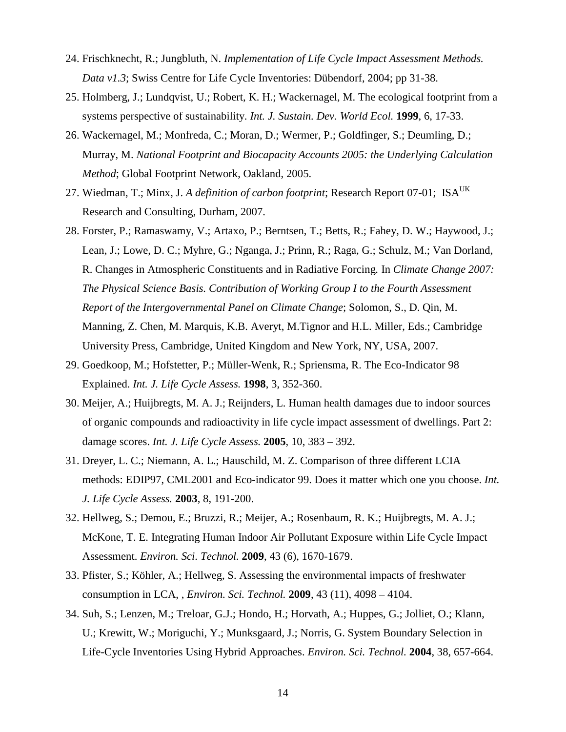24. Frischknecht, R.; Jungbluth, N. *Implementation of Life Cycle Impact Assessment Methods. Data v1.3*; Swiss Centre for Life Cycle Inventories: Dübendorf, 2004; pp 31-38.
25. Holmberg, J.; Lundqvist, U.; Robert, K. H.; Wackernagel, M. The ecological footprint from a systems perspective of sustainability. *Int. J. Sustain. Dev. World Ecol.* **1999**, 6, 17-33.
26. Wackernagel, M.; Monfreda, C.; Moran, D.; Wermer, P.; Goldfinger, S.; Deumling, D.; Murray, M. *National Footprint and Biocapacity Accounts 2005: the Underlying Calculation Method*; Global Footprint Network, Oakland, 2005.
27. Wiedman, T.; Minx, J. *A definition of carbon footprint*; Research Report 07-01; ISA$^{UK}$ Research and Consulting, Durham, 2007.
28. Forster, P.; Ramaswamy, V.; Artaxo, P.; Berntsen, T.; Betts, R.; Fahey, D. W.; Haywood, J.; Lean, J.; Lowe, D. C.; Myhre, G.; Nganga, J.; Prinn, R.; Raga, G.; Schulz, M.; Van Dorland, R. Changes in Atmospheric Constituents and in Radiative Forcing*.* In *Climate Change 2007: The Physical Science Basis. Contribution of Working Group I to the Fourth Assessment Report of the Intergovernmental Panel on Climate Change*; Solomon, S., D. Qin, M. Manning, Z. Chen, M. Marquis, K.B. Averyt, M.Tignor and H.L. Miller, Eds.; Cambridge University Press, Cambridge, United Kingdom and New York, NY, USA, 2007.
29. Goedkoop, M.; Hofstetter, P.; Müller-Wenk, R.; Spriensma, R. The Eco-Indicator 98 Explained. *Int. J. Life Cycle Assess.* **1998**, 3, 352-360.
30. Meijer, A.; Huijbregts, M. A. J.; Reijnders, L. Human health damages due to indoor sources of organic compounds and radioactivity in life cycle impact assessment of dwellings. Part 2: damage scores. *Int. J. Life Cycle Assess.* **2005**, 10, 383 – 392.
31. Dreyer, L. C.; Niemann, A. L.; Hauschild, M. Z. Comparison of three different LCIA methods: EDIP97, CML2001 and Eco-indicator 99. Does it matter which one you choose. *Int. J. Life Cycle Assess.* **2003**, 8, 191-200.
32. Hellweg, S.; Demou, E.; Bruzzi, R.; Meijer, A.; Rosenbaum, R. K.; Huijbregts, M. A. J.; McKone, T. E. Integrating Human Indoor Air Pollutant Exposure within Life Cycle Impact Assessment. *Environ. Sci. Technol.* **2009**, 43 (6), 1670-1679.
33. Pfister, S.; Köhler, A.; Hellweg, S. Assessing the environmental impacts of freshwater consumption in LCA, , *Environ. Sci. Technol.* **2009**, 43 (11), 4098 – 4104.
34. Suh, S.; Lenzen, M.; Treloar, G.J.; Hondo, H.; Horvath, A.; Huppes, G.; Jolliet, O.; Klann, U.; Krewitt, W.; Moriguchi, Y.; Munksgaard, J.; Norris, G. System Boundary Selection in Life-Cycle Inventories Using Hybrid Approaches. *Environ. Sci. Technol.* **2004**, 38, 657-664.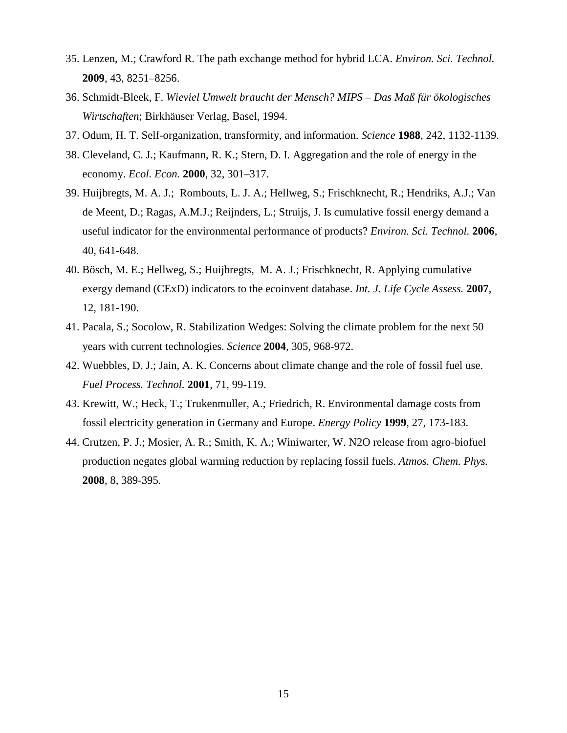35. Lenzen, M.; Crawford R. The path exchange method for hybrid LCA. *Environ. Sci. Technol.* **2009**, 43, 8251–8256.
36. Schmidt-Bleek, F. *Wieviel Umwelt braucht der Mensch? MIPS – Das Maß für ökologisches Wirtschaften*; Birkhäuser Verlag, Basel, 1994.
37. Odum, H. T. Self-organization, transformity, and information. *Science* **1988**, 242, 1132-1139.
38. Cleveland, C. J.; Kaufmann, R. K.; Stern, D. I. Aggregation and the role of energy in the economy. *Ecol. Econ.* **2000**, 32, 301–317.
39. Huijbregts, M. A. J.; Rombouts, L. J. A.; Hellweg, S.; Frischknecht, R.; Hendriks, A.J.; Van de Meent, D.; Ragas, A.M.J.; Reijnders, L.; Struijs, J. Is cumulative fossil energy demand a useful indicator for the environmental performance of products? *Environ. Sci. Technol.* **2006**, 40, 641-648.
40. Bösch, M. E.; Hellweg, S.; Huijbregts, M. A. J.; Frischknecht, R. Applying cumulative exergy demand (CExD) indicators to the ecoinvent database. *Int. J. Life Cycle Assess.* **2007**, 12, 181-190.
41. Pacala, S.; Socolow, R. Stabilization Wedges: Solving the climate problem for the next 50 years with current technologies. *Science* **2004**, 305, 968-972.
42. Wuebbles, D. J.; Jain, A. K. Concerns about climate change and the role of fossil fuel use. *Fuel Process. Technol.* **2001**, 71, 99-119.
43. Krewitt, W.; Heck, T.; Trukenmuller, A.; Friedrich, R. Environmental damage costs from fossil electricity generation in Germany and Europe. *Energy Policy* **1999**, 27, 173-183.
44. Crutzen, P. J.; Mosier, A. R.; Smith, K. A.; Winiwarter, W. N2O release from agro-biofuel production negates global warming reduction by replacing fossil fuels. *Atmos. Chem. Phys.* **2008**, 8, 389-395.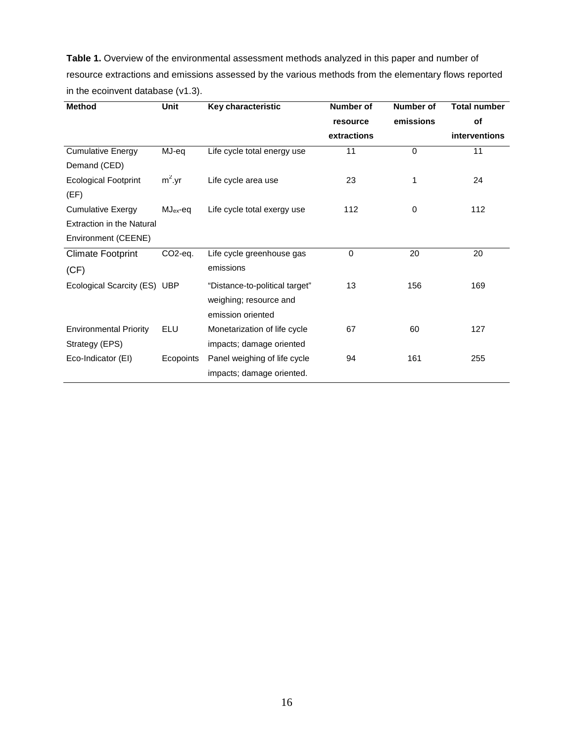**Table 1.** Overview of the environmental assessment methods analyzed in this paper and number of resource extractions and emissions assessed by the various methods from the elementary flows reported in the ecoinvent database (v1.3).

| Method | Unit | Key characteristic | Number of resource extractions | Number of emissions | Total number of interventions |
|---|---|---|---|---|---|
| Cumulative Energy Demand (CED) | MJ-eq | Life cycle total energy use | 11 | 0 | 11 |
| Ecological Footprint (EF) | $m^2$.yr | Life cycle area use | 23 | 1 | 24 |
| Cumulative Exergy Extraction in the Natural Environment (CEENE) | $MJ_{ex}$-eq | Life cycle total exergy use | 112 | 0 | 112 |
| Climate Footprint (CF) | CO2-eq. | Life cycle greenhouse gas emissions | 0 | 20 | 20 |
| Ecological Scarcity (ES) | UBP | "Distance-to-political target" weighing; resource and emission oriented | 13 | 156 | 169 |
| Environmental Priority Strategy (EPS) | ELU | Monetarization of life cycle impacts; damage oriented | 67 | 60 | 127 |
| Eco-Indicator (EI) | Ecopoints | Panel weighing of life cycle impacts; damage oriented. | 94 | 161 | 255 |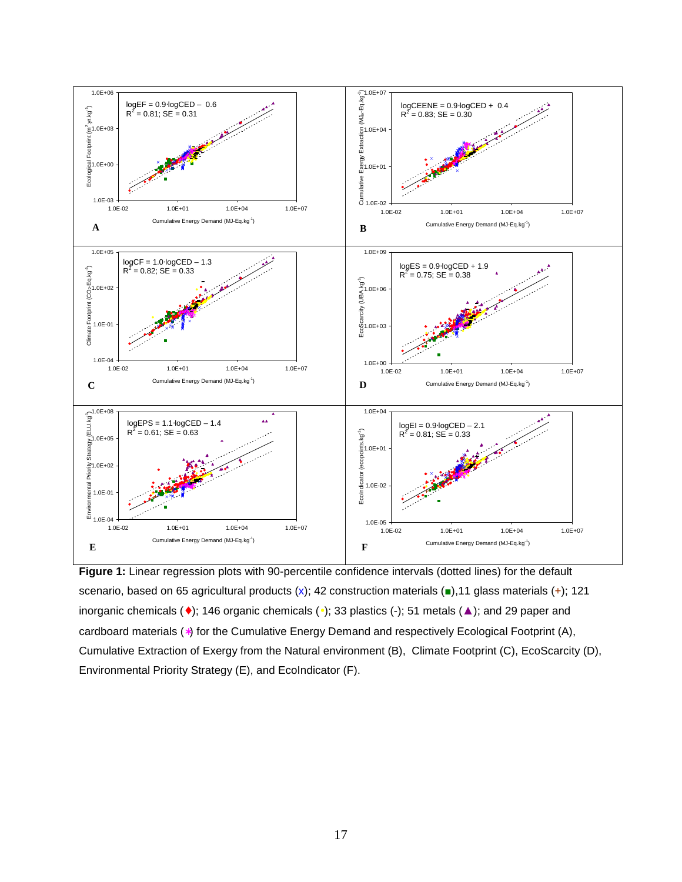**Figure 1:** Linear regression plots with 90-percentile confidence intervals (dotted lines) for the default scenario, based on 65 agricultural products (x); 42 construction materials (■),11 glass materials (+); 121 inorganic chemicals (♦); 146 organic chemicals (•); 33 plastics (-); 51 metals (▲); and 29 paper and cardboard materials (✱) for the Cumulative Energy Demand and respectively Ecological Footprint (A), Cumulative Extraction of Exergy from the Natural environment (B), Climate Footprint (C), EcoScarcity (D), Environmental Priority Strategy (E), and EcoIndicator (F).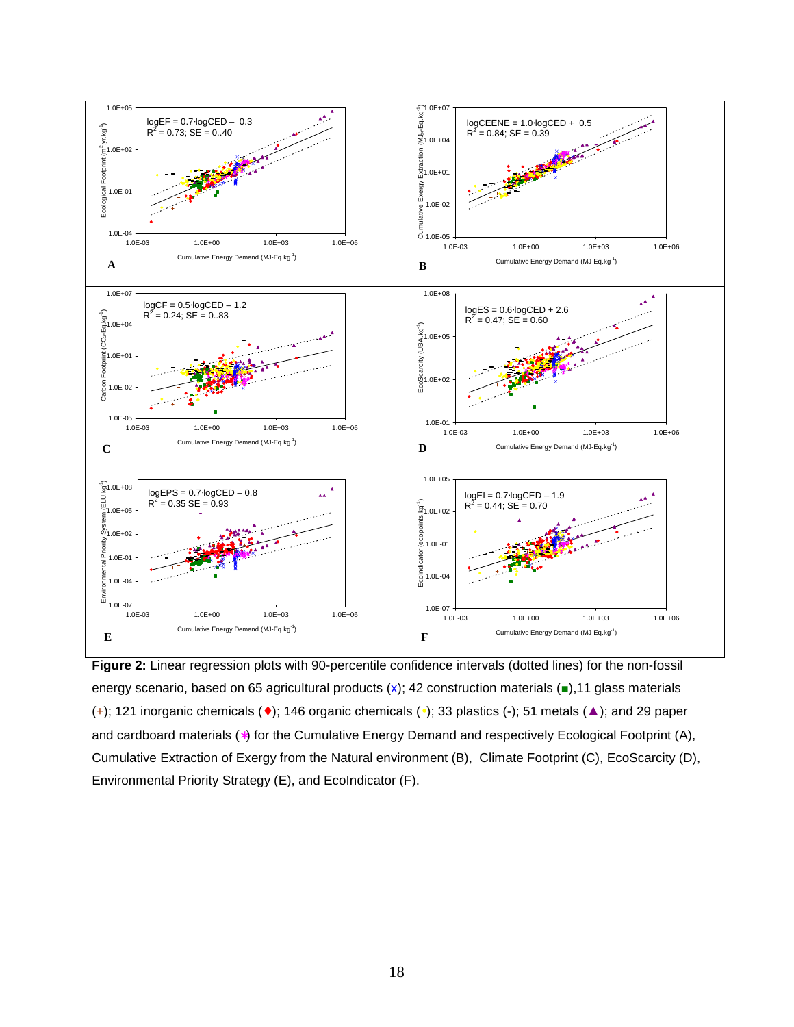**Figure 2:** Linear regression plots with 90-percentile confidence intervals (dotted lines) for the non-fossil energy scenario, based on 65 agricultural products (x); 42 construction materials (■),11 glass materials (+); 121 inorganic chemicals (♦); 146 organic chemicals (•); 33 plastics (-); 51 metals (▲); and 29 paper and cardboard materials (*) for the Cumulative Energy Demand and respectively Ecological Footprint (A), Cumulative Extraction of Exergy from the Natural environment (B), Climate Footprint (C), EcoScarcity (D), Environmental Priority Strategy (E), and EcoIndicator (F).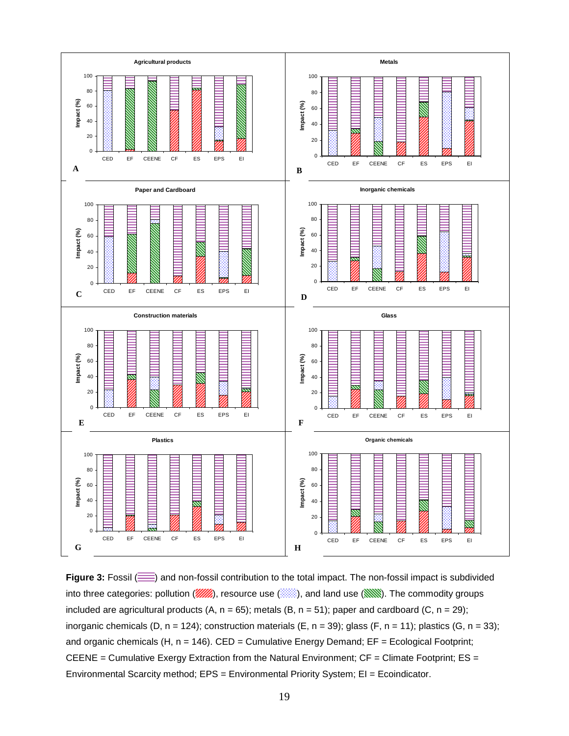Agricultural products

100
80
60
40
20
0

Impact (%)

CED EF CEENE CF ES EPS EI

A

Metals

100
80
60
40
20
0

Impact (%)

CED EF CEENE CF ES EPS EI

B

Paper and Cardboard

100
80
60
40
20
0

Impact (%)

CED EF CEENE CF ES EPS EI

C

Inorganic chemicals

100
80
60
40
20
0

Impact (%)

CED EF CEENE CF ES EPS EI

D

Construction materials

100
80
60
40
20
0

Impact (%)

CED EF CEENE CF ES EPS EI

E

Glass

100
80
60
40
20
0

Impact (%)

CED EF CEENE CF ES EPS EI

F

Plastics

100
80
60
40
20
0

Impact (%)

CED EF CEENE CF ES EPS EI

G

Organic chemicals

100
80
60
40
20
0

Impact (%)

CED EF CEENE CF ES EPS EI

H

**Figure 3:** Fossil (▤) and non-fossil contribution to the total impact. The non-fossil impact is subdivided into three categories: pollution (▨), resource use (░), and land use (▧). The commodity groups included are agricultural products (A, n = 65); metals (B, n = 51); paper and cardboard (C, n = 29); inorganic chemicals (D, n = 124); construction materials (E, n = 39); glass (F, n = 11); plastics (G, n = 33); and organic chemicals (H, n = 146). CED = Cumulative Energy Demand; EF = Ecological Footprint; CEENE = Cumulative Exergy Extraction from the Natural Environment; CF = Climate Footprint; ES = Environmental Scarcity method; EPS = Environmental Priority System; EI = Ecoindicator.